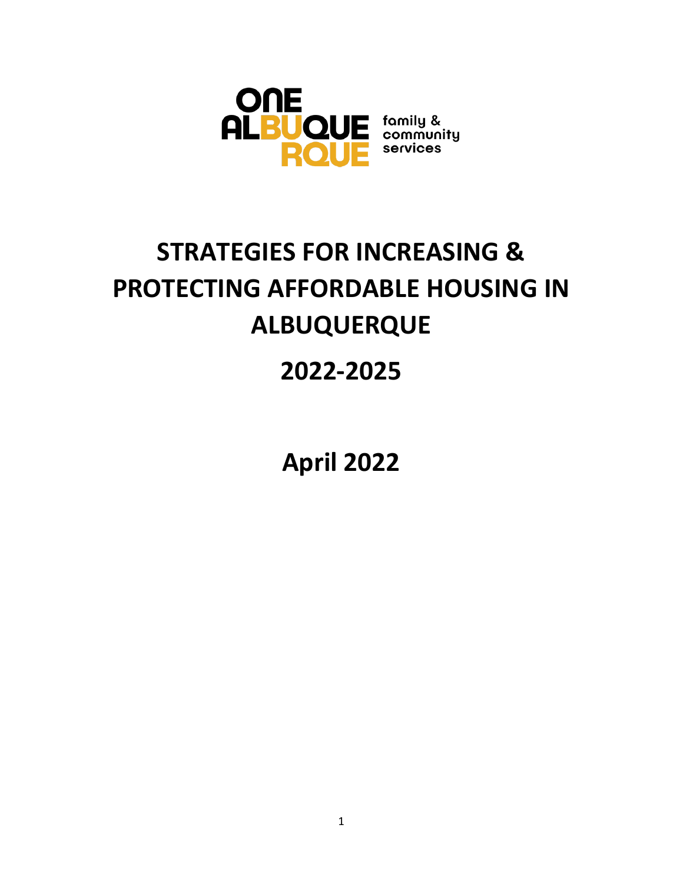ONE ALBUQUERQUE family & community services

# STRATEGIES FOR INCREASING & PROTECTING AFFORDABLE HOUSING IN ALBUQUERQUE

# 2022-2025

## April 2022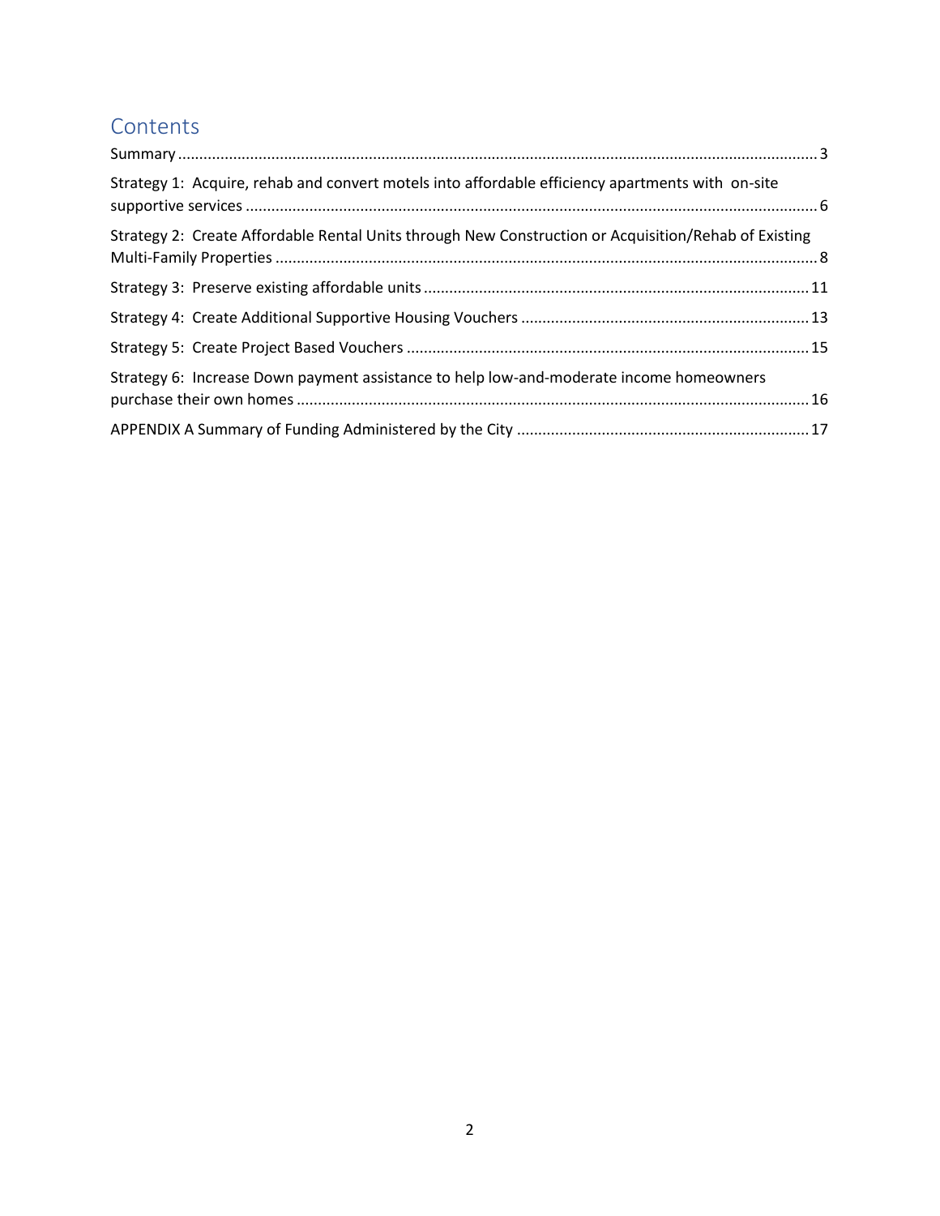# Contents

Summary ... 3

Strategy 1: Acquire, rehab and convert motels into affordable efficiency apartments with on-site supportive services ... 6

Strategy 2: Create Affordable Rental Units through New Construction or Acquisition/Rehab of Existing Multi-Family Properties ... 8

Strategy 3: Preserve existing affordable units ... 11

Strategy 4: Create Additional Supportive Housing Vouchers ... 13

Strategy 5: Create Project Based Vouchers ... 15

Strategy 6: Increase Down payment assistance to help low-and-moderate income homeowners purchase their own homes ... 16

APPENDIX A Summary of Funding Administered by the City ... 17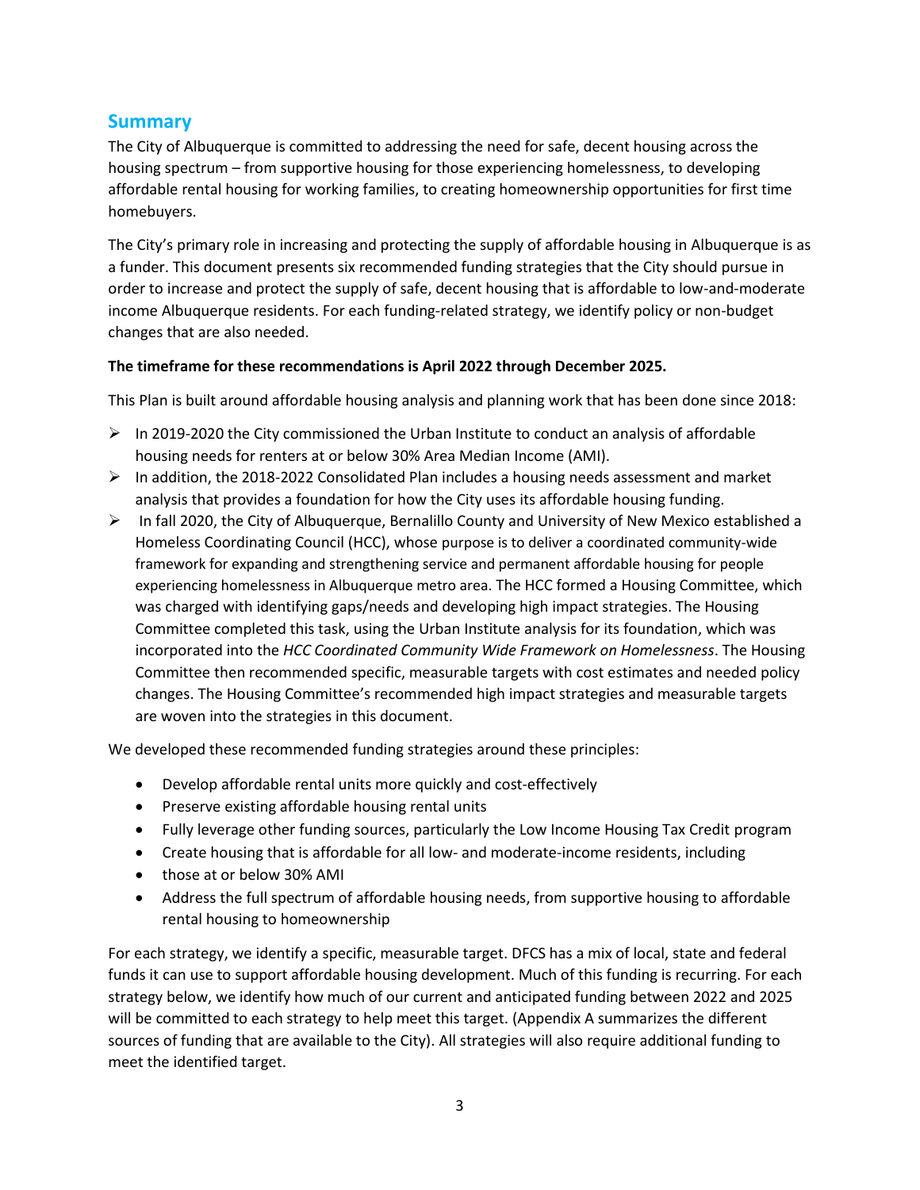## Summary

The City of Albuquerque is committed to addressing the need for safe, decent housing across the housing spectrum – from supportive housing for those experiencing homelessness, to developing affordable rental housing for working families, to creating homeownership opportunities for first time homebuyers.

The City's primary role in increasing and protecting the supply of affordable housing in Albuquerque is as a funder. This document presents six recommended funding strategies that the City should pursue in order to increase and protect the supply of safe, decent housing that is affordable to low-and-moderate income Albuquerque residents. For each funding-related strategy, we identify policy or non-budget changes that are also needed.

**The timeframe for these recommendations is April 2022 through December 2025.**

This Plan is built around affordable housing analysis and planning work that has been done since 2018:

- In 2019-2020 the City commissioned the Urban Institute to conduct an analysis of affordable housing needs for renters at or below 30% Area Median Income (AMI).
- In addition, the 2018-2022 Consolidated Plan includes a housing needs assessment and market analysis that provides a foundation for how the City uses its affordable housing funding.
- In fall 2020, the City of Albuquerque, Bernalillo County and University of New Mexico established a Homeless Coordinating Council (HCC), whose purpose is to deliver a coordinated community-wide framework for expanding and strengthening service and permanent affordable housing for people experiencing homelessness in Albuquerque metro area. The HCC formed a Housing Committee, which was charged with identifying gaps/needs and developing high impact strategies. The Housing Committee completed this task, using the Urban Institute analysis for its foundation, which was incorporated into the *HCC Coordinated Community Wide Framework on Homelessness*. The Housing Committee then recommended specific, measurable targets with cost estimates and needed policy changes. The Housing Committee's recommended high impact strategies and measurable targets are woven into the strategies in this document.

We developed these recommended funding strategies around these principles:

- Develop affordable rental units more quickly and cost-effectively
- Preserve existing affordable housing rental units
- Fully leverage other funding sources, particularly the Low Income Housing Tax Credit program
- Create housing that is affordable for all low- and moderate-income residents, including
- those at or below 30% AMI
- Address the full spectrum of affordable housing needs, from supportive housing to affordable rental housing to homeownership

For each strategy, we identify a specific, measurable target. DFCS has a mix of local, state and federal funds it can use to support affordable housing development. Much of this funding is recurring. For each strategy below, we identify how much of our current and anticipated funding between 2022 and 2025 will be committed to each strategy to help meet this target. (Appendix A summarizes the different sources of funding that are available to the City). All strategies will also require additional funding to meet the identified target.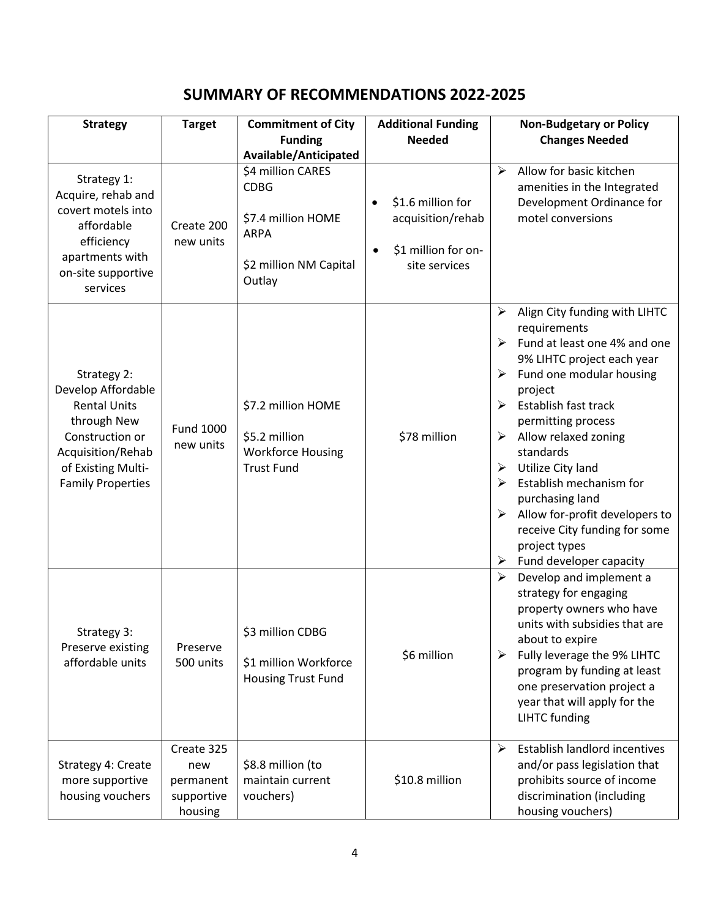# SUMMARY OF RECOMMENDATIONS 2022-2025

| Strategy | Target | Commitment of City Funding Available/Anticipated | Additional Funding Needed | Non-Budgetary or Policy Changes Needed |
|---|---|---|---|---|
| Strategy 1: Acquire, rehab and covert motels into affordable efficiency apartments with on-site supportive services | Create 200 new units | \$4 million CARES CDBG<br><br>\$7.4 million HOME ARPA<br><br>\$2 million NM Capital Outlay | • \$1.6 million for acquisition/rehab<br>• \$1 million for on-site services | ➢ Allow for basic kitchen amenities in the Integrated Development Ordinance for motel conversions |
| Strategy 2: Develop Affordable Rental Units through New Construction or Acquisition/Rehab of Existing Multi-Family Properties | Fund 1000 new units | \$7.2 million HOME<br><br>\$5.2 million Workforce Housing Trust Fund | \$78 million | ➢ Align City funding with LIHTC requirements<br>➢ Fund at least one 4% and one 9% LIHTC project each year<br>➢ Fund one modular housing project<br>➢ Establish fast track permitting process<br>➢ Allow relaxed zoning standards<br>➢ Utilize City land<br>➢ Establish mechanism for purchasing land<br>➢ Allow for-profit developers to receive City funding for some project types<br>➢ Fund developer capacity |
| Strategy 3: Preserve existing affordable units | Preserve 500 units | \$3 million CDBG<br><br>\$1 million Workforce Housing Trust Fund | \$6 million | ➢ Develop and implement a strategy for engaging property owners who have units with subsidies that are about to expire<br>➢ Fully leverage the 9% LIHTC program by funding at least one preservation project a year that will apply for the LIHTC funding |
| Strategy 4: Create more supportive housing vouchers | Create 325 new permanent supportive housing | \$8.8 million (to maintain current vouchers) | \$10.8 million | ➢ Establish landlord incentives and/or pass legislation that prohibits source of income discrimination (including housing vouchers) |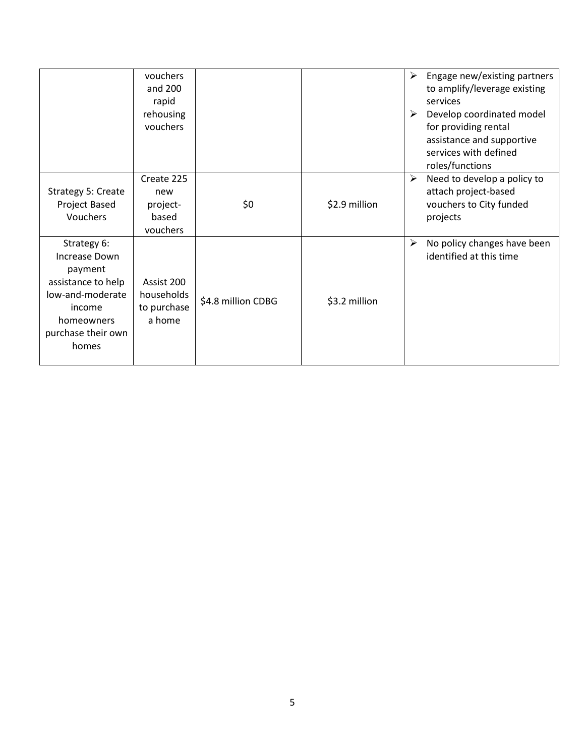| | | | | |
|---|---|---|---|---|
| | vouchers and 200 rapid rehousing vouchers | | | ➢ Engage new/existing partners to amplify/leverage existing services<br>➢ Develop coordinated model for providing rental assistance and supportive services with defined roles/functions |
| Strategy 5: Create Project Based Vouchers | Create 225 new project-based vouchers | $0 | $2.9 million | ➢ Need to develop a policy to attach project-based vouchers to City funded projects |
| Strategy 6: Increase Down payment assistance to help low-and-moderate income homeowners purchase their own homes | Assist 200 households to purchase a home | $4.8 million CDBG | $3.2 million | ➢ No policy changes have been identified at this time |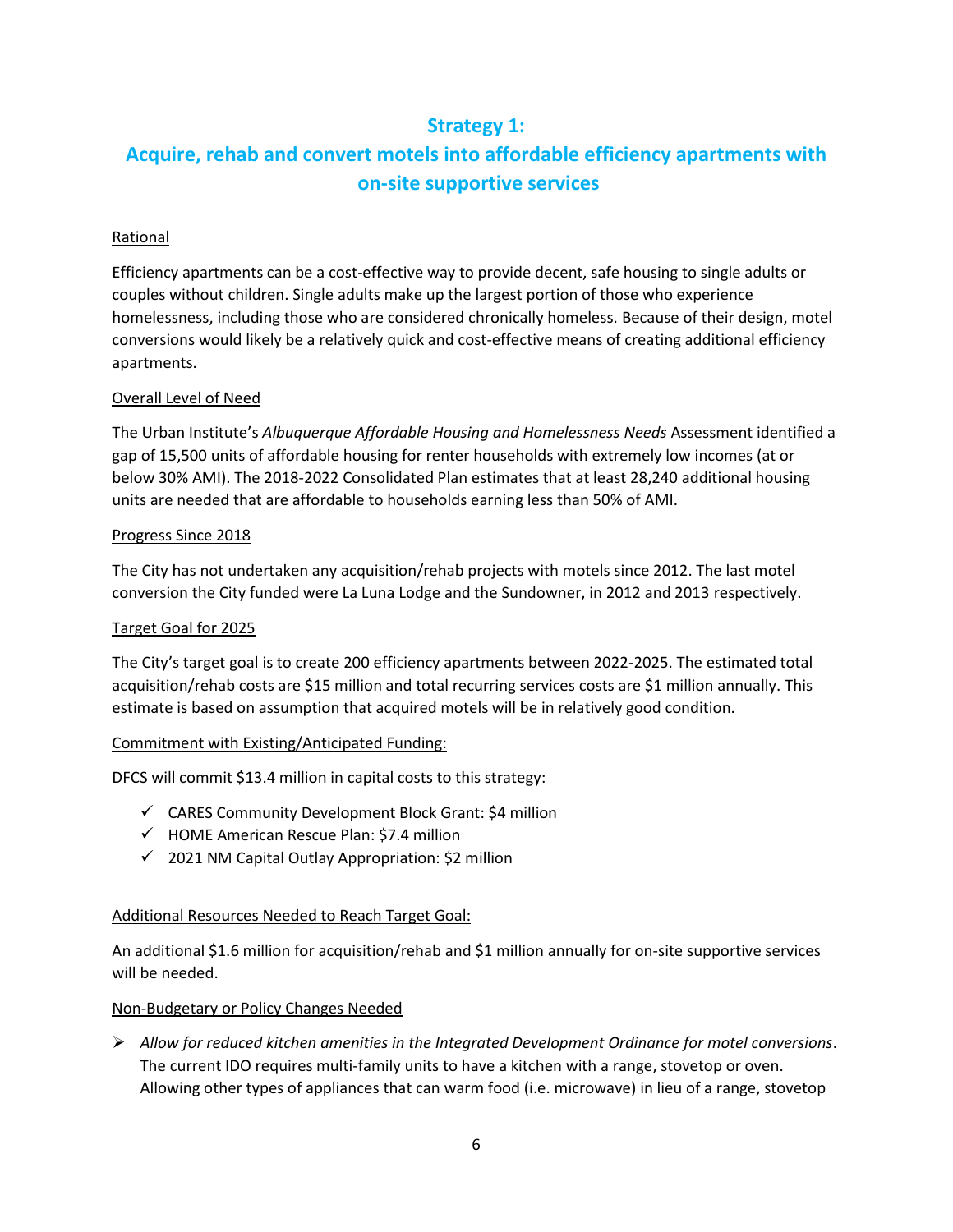## Strategy 1:
## Acquire, rehab and convert motels into affordable efficiency apartments with on-site supportive services

Rational

Efficiency apartments can be a cost-effective way to provide decent, safe housing to single adults or couples without children. Single adults make up the largest portion of those who experience homelessness, including those who are considered chronically homeless. Because of their design, motel conversions would likely be a relatively quick and cost-effective means of creating additional efficiency apartments.

Overall Level of Need

The Urban Institute's *Albuquerque Affordable Housing and Homelessness Needs* Assessment identified a gap of 15,500 units of affordable housing for renter households with extremely low incomes (at or below 30% AMI). The 2018-2022 Consolidated Plan estimates that at least 28,240 additional housing units are needed that are affordable to households earning less than 50% of AMI.

Progress Since 2018

The City has not undertaken any acquisition/rehab projects with motels since 2012. The last motel conversion the City funded were La Luna Lodge and the Sundowner, in 2012 and 2013 respectively.

Target Goal for 2025

The City's target goal is to create 200 efficiency apartments between 2022-2025. The estimated total acquisition/rehab costs are $15 million and total recurring services costs are $1 million annually. This estimate is based on assumption that acquired motels will be in relatively good condition.

Commitment with Existing/Anticipated Funding:

DFCS will commit $13.4 million in capital costs to this strategy:

- ✓ CARES Community Development Block Grant: $4 million
- ✓ HOME American Rescue Plan: $7.4 million
- ✓ 2021 NM Capital Outlay Appropriation: $2 million

Additional Resources Needed to Reach Target Goal:

An additional $1.6 million for acquisition/rehab and $1 million annually for on-site supportive services will be needed.

Non-Budgetary or Policy Changes Needed

- ➢ *Allow for reduced kitchen amenities in the Integrated Development Ordinance for motel conversions*. The current IDO requires multi-family units to have a kitchen with a range, stovetop or oven. Allowing other types of appliances that can warm food (i.e. microwave) in lieu of a range, stovetop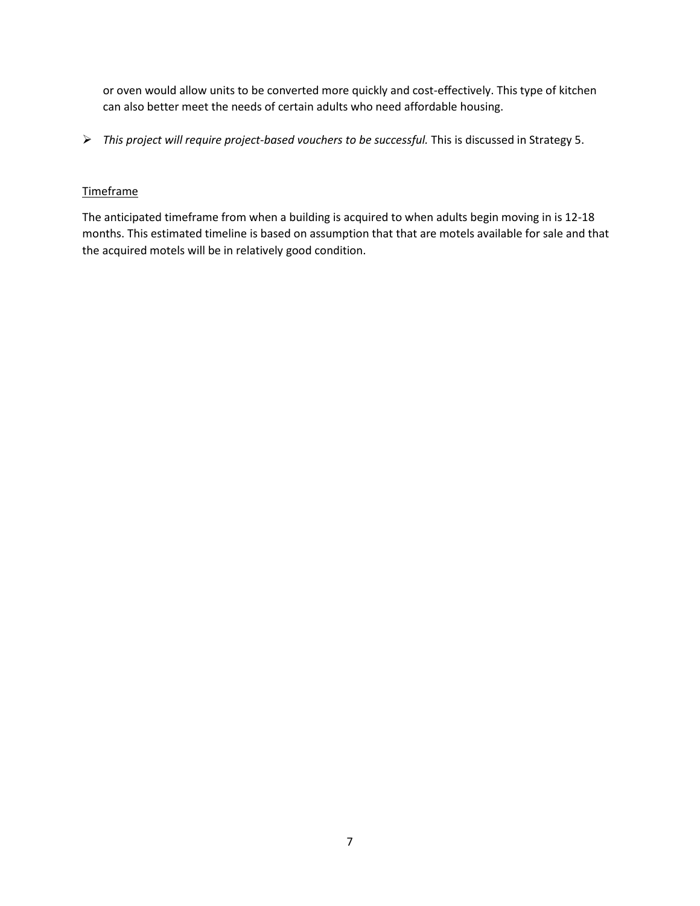or oven would allow units to be converted more quickly and cost-effectively. This type of kitchen can also better meet the needs of certain adults who need affordable housing.

- *This project will require project-based vouchers to be successful.* This is discussed in Strategy 5.

<u>Timeframe</u>

The anticipated timeframe from when a building is acquired to when adults begin moving in is 12-18 months. This estimated timeline is based on assumption that that are motels available for sale and that the acquired motels will be in relatively good condition.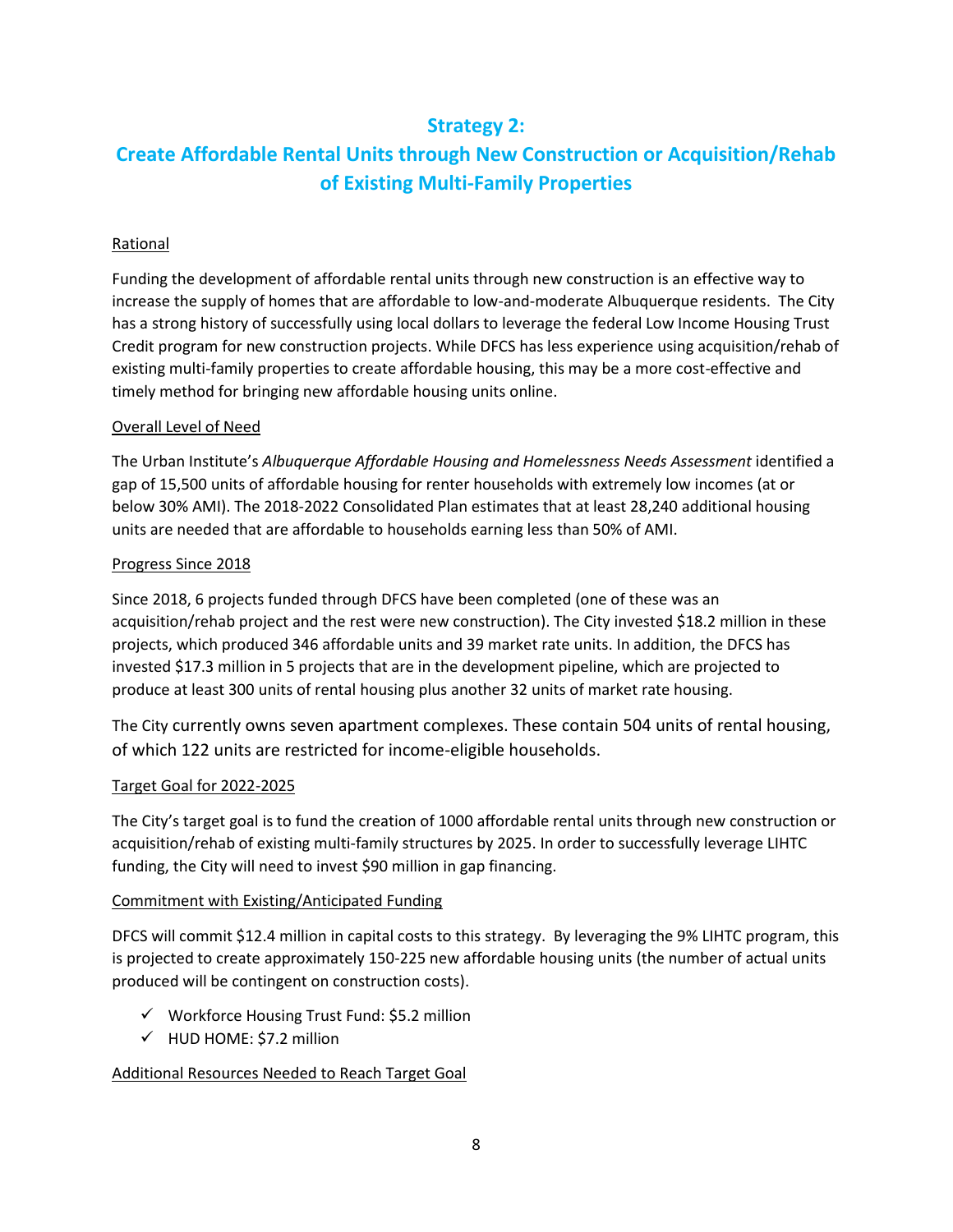## Strategy 2:

## Create Affordable Rental Units through New Construction or Acquisition/Rehab of Existing Multi-Family Properties

Rational

Funding the development of affordable rental units through new construction is an effective way to increase the supply of homes that are affordable to low-and-moderate Albuquerque residents. The City has a strong history of successfully using local dollars to leverage the federal Low Income Housing Trust Credit program for new construction projects. While DFCS has less experience using acquisition/rehab of existing multi-family properties to create affordable housing, this may be a more cost-effective and timely method for bringing new affordable housing units online.

Overall Level of Need

The Urban Institute's *Albuquerque Affordable Housing and Homelessness Needs Assessment* identified a gap of 15,500 units of affordable housing for renter households with extremely low incomes (at or below 30% AMI). The 2018-2022 Consolidated Plan estimates that at least 28,240 additional housing units are needed that are affordable to households earning less than 50% of AMI.

Progress Since 2018

Since 2018, 6 projects funded through DFCS have been completed (one of these was an acquisition/rehab project and the rest were new construction). The City invested $18.2 million in these projects, which produced 346 affordable units and 39 market rate units. In addition, the DFCS has invested $17.3 million in 5 projects that are in the development pipeline, which are projected to produce at least 300 units of rental housing plus another 32 units of market rate housing.

The City currently owns seven apartment complexes. These contain 504 units of rental housing, of which 122 units are restricted for income-eligible households.

Target Goal for 2022-2025

The City's target goal is to fund the creation of 1000 affordable rental units through new construction or acquisition/rehab of existing multi-family structures by 2025. In order to successfully leverage LIHTC funding, the City will need to invest $90 million in gap financing.

Commitment with Existing/Anticipated Funding

DFCS will commit $12.4 million in capital costs to this strategy. By leveraging the 9% LIHTC program, this is projected to create approximately 150-225 new affordable housing units (the number of actual units produced will be contingent on construction costs).

- ✓ Workforce Housing Trust Fund: $5.2 million
- ✓ HUD HOME: $7.2 million

Additional Resources Needed to Reach Target Goal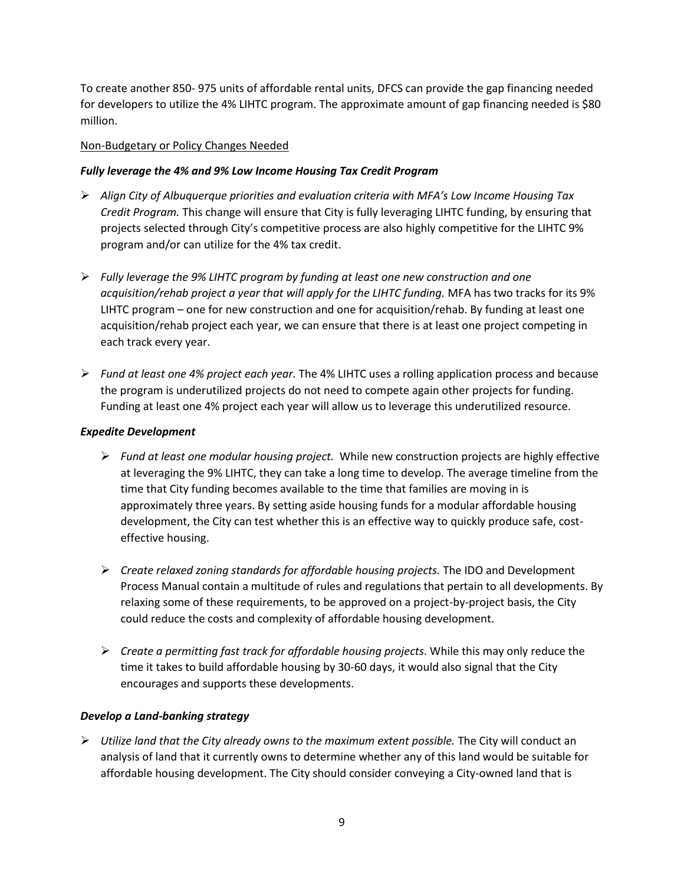To create another 850- 975 units of affordable rental units, DFCS can provide the gap financing needed for developers to utilize the 4% LIHTC program. The approximate amount of gap financing needed is $80 million.

Non-Budgetary or Policy Changes Needed

***Fully leverage the 4% and 9% Low Income Housing Tax Credit Program***

- *Align City of Albuquerque priorities and evaluation criteria with MFA's Low Income Housing Tax Credit Program.* This change will ensure that City is fully leveraging LIHTC funding, by ensuring that projects selected through City's competitive process are also highly competitive for the LIHTC 9% program and/or can utilize for the 4% tax credit.

- *Fully leverage the 9% LIHTC program by funding at least one new construction and one acquisition/rehab project a year that will apply for the LIHTC funding.* MFA has two tracks for its 9% LIHTC program – one for new construction and one for acquisition/rehab. By funding at least one acquisition/rehab project each year, we can ensure that there is at least one project competing in each track every year.

- *Fund at least one 4% project each year.* The 4% LIHTC uses a rolling application process and because the program is underutilized projects do not need to compete again other projects for funding. Funding at least one 4% project each year will allow us to leverage this underutilized resource.

***Expedite Development***

- *Fund at least one modular housing project.* While new construction projects are highly effective at leveraging the 9% LIHTC, they can take a long time to develop. The average timeline from the time that City funding becomes available to the time that families are moving in is approximately three years. By setting aside housing funds for a modular affordable housing development, the City can test whether this is an effective way to quickly produce safe, cost-effective housing.

- *Create relaxed zoning standards for affordable housing projects.* The IDO and Development Process Manual contain a multitude of rules and regulations that pertain to all developments. By relaxing some of these requirements, to be approved on a project-by-project basis, the City could reduce the costs and complexity of affordable housing development.

- *Create a permitting fast track for affordable housing projects*. While this may only reduce the time it takes to build affordable housing by 30-60 days, it would also signal that the City encourages and supports these developments.

***Develop a Land-banking strategy***

- *Utilize land that the City already owns to the maximum extent possible.* The City will conduct an analysis of land that it currently owns to determine whether any of this land would be suitable for affordable housing development. The City should consider conveying a City-owned land that is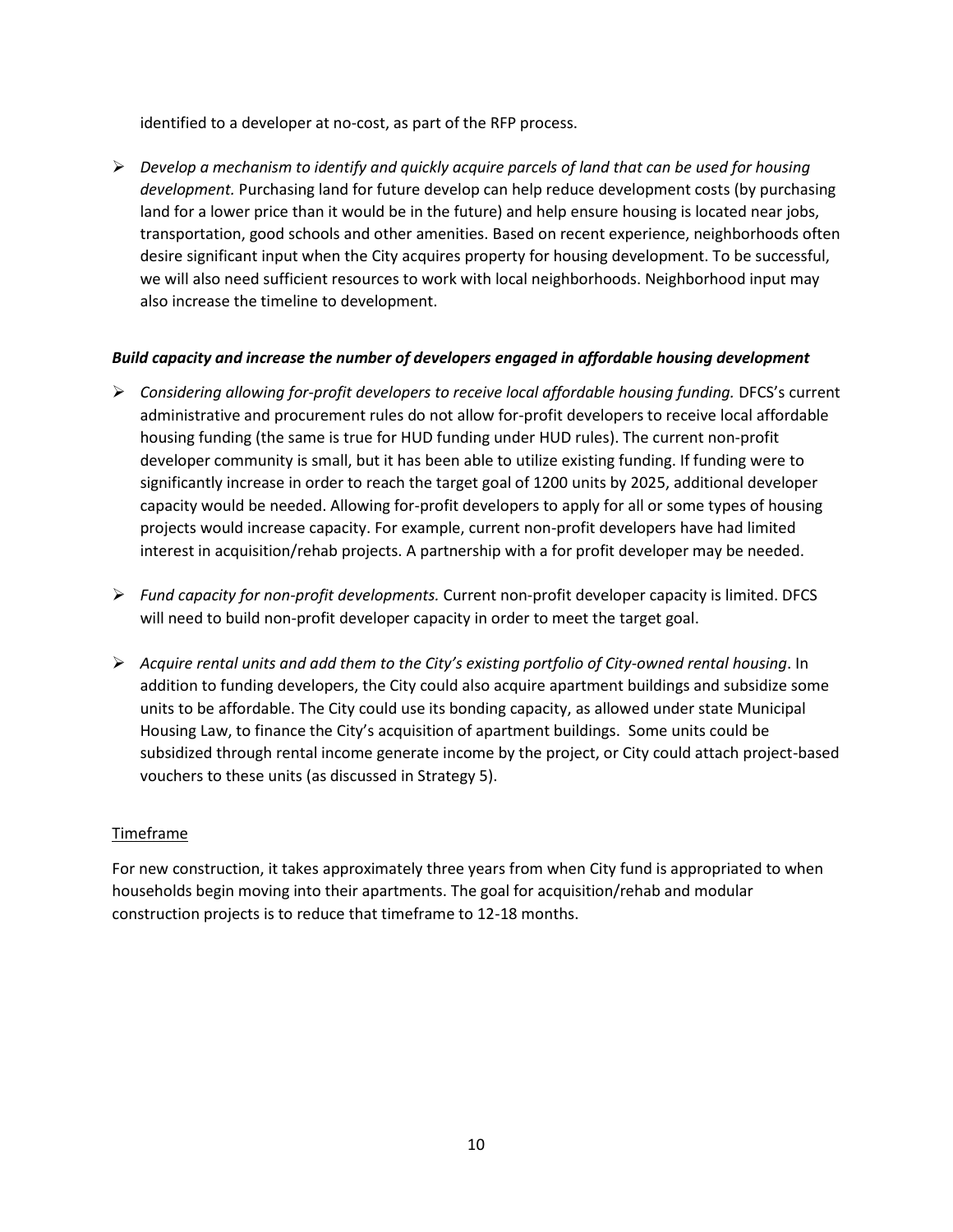identified to a developer at no-cost, as part of the RFP process.

- *Develop a mechanism to identify and quickly acquire parcels of land that can be used for housing development.* Purchasing land for future develop can help reduce development costs (by purchasing land for a lower price than it would be in the future) and help ensure housing is located near jobs, transportation, good schools and other amenities. Based on recent experience, neighborhoods often desire significant input when the City acquires property for housing development. To be successful, we will also need sufficient resources to work with local neighborhoods. Neighborhood input may also increase the timeline to development.

***Build capacity and increase the number of developers engaged in affordable housing development***

- *Considering allowing for-profit developers to receive local affordable housing funding.* DFCS's current administrative and procurement rules do not allow for-profit developers to receive local affordable housing funding (the same is true for HUD funding under HUD rules). The current non-profit developer community is small, but it has been able to utilize existing funding. If funding were to significantly increase in order to reach the target goal of 1200 units by 2025, additional developer capacity would be needed. Allowing for-profit developers to apply for all or some types of housing projects would increase capacity. For example, current non-profit developers have had limited interest in acquisition/rehab projects. A partnership with a for profit developer may be needed.

- *Fund capacity for non-profit developments.* Current non-profit developer capacity is limited. DFCS will need to build non-profit developer capacity in order to meet the target goal.

- *Acquire rental units and add them to the City's existing portfolio of City-owned rental housing*. In addition to funding developers, the City could also acquire apartment buildings and subsidize some units to be affordable. The City could use its bonding capacity, as allowed under state Municipal Housing Law, to finance the City's acquisition of apartment buildings. Some units could be subsidized through rental income generate income by the project, or City could attach project-based vouchers to these units (as discussed in Strategy 5).

<u>Timeframe</u>

For new construction, it takes approximately three years from when City fund is appropriated to when households begin moving into their apartments. The goal for acquisition/rehab and modular construction projects is to reduce that timeframe to 12-18 months.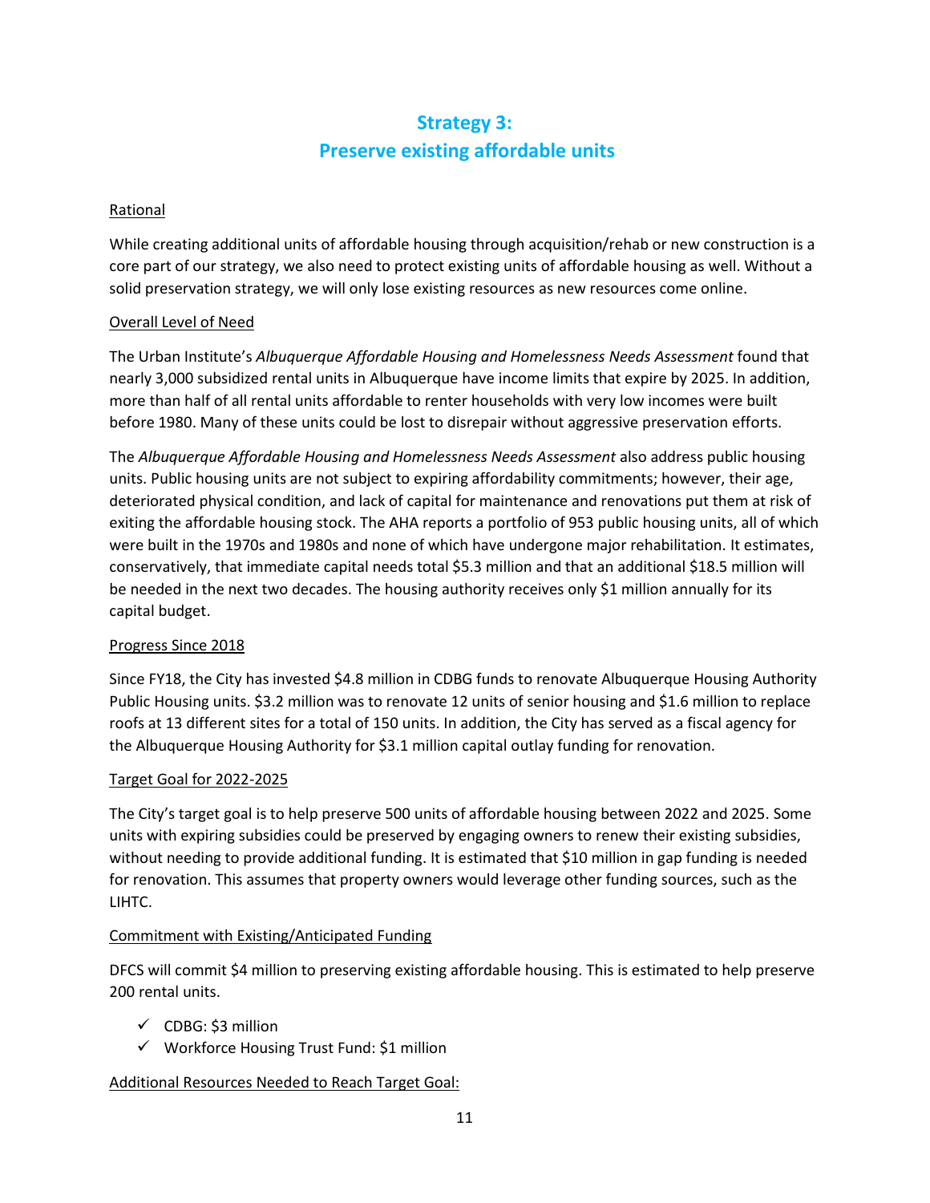## Strategy 3: Preserve existing affordable units

Rational

While creating additional units of affordable housing through acquisition/rehab or new construction is a core part of our strategy, we also need to protect existing units of affordable housing as well. Without a solid preservation strategy, we will only lose existing resources as new resources come online.

Overall Level of Need

The Urban Institute's *Albuquerque Affordable Housing and Homelessness Needs Assessment* found that nearly 3,000 subsidized rental units in Albuquerque have income limits that expire by 2025. In addition, more than half of all rental units affordable to renter households with very low incomes were built before 1980. Many of these units could be lost to disrepair without aggressive preservation efforts.

The *Albuquerque Affordable Housing and Homelessness Needs Assessment* also address public housing units. Public housing units are not subject to expiring affordability commitments; however, their age, deteriorated physical condition, and lack of capital for maintenance and renovations put them at risk of exiting the affordable housing stock. The AHA reports a portfolio of 953 public housing units, all of which were built in the 1970s and 1980s and none of which have undergone major rehabilitation. It estimates, conservatively, that immediate capital needs total $5.3 million and that an additional $18.5 million will be needed in the next two decades. The housing authority receives only $1 million annually for its capital budget.

Progress Since 2018

Since FY18, the City has invested $4.8 million in CDBG funds to renovate Albuquerque Housing Authority Public Housing units. $3.2 million was to renovate 12 units of senior housing and $1.6 million to replace roofs at 13 different sites for a total of 150 units. In addition, the City has served as a fiscal agency for the Albuquerque Housing Authority for $3.1 million capital outlay funding for renovation.

Target Goal for 2022-2025

The City's target goal is to help preserve 500 units of affordable housing between 2022 and 2025. Some units with expiring subsidies could be preserved by engaging owners to renew their existing subsidies, without needing to provide additional funding. It is estimated that $10 million in gap funding is needed for renovation. This assumes that property owners would leverage other funding sources, such as the LIHTC.

Commitment with Existing/Anticipated Funding

DFCS will commit $4 million to preserving existing affordable housing. This is estimated to help preserve 200 rental units.

- ✓ CDBG: $3 million
- ✓ Workforce Housing Trust Fund: $1 million

Additional Resources Needed to Reach Target Goal: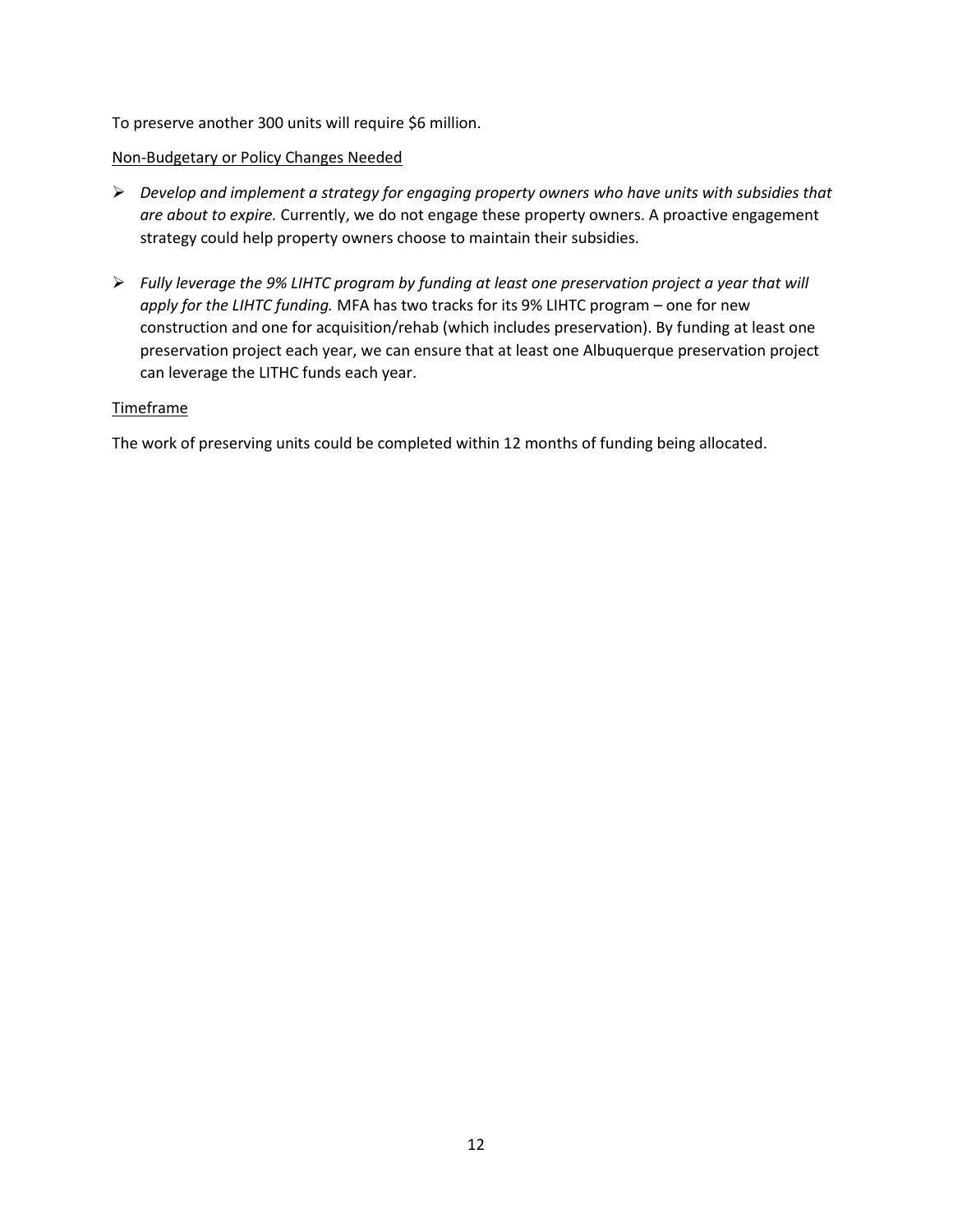To preserve another 300 units will require $6 million.

<u>Non-Budgetary or Policy Changes Needed</u>

- *Develop and implement a strategy for engaging property owners who have units with subsidies that are about to expire.* Currently, we do not engage these property owners. A proactive engagement strategy could help property owners choose to maintain their subsidies.

- *Fully leverage the 9% LIHTC program by funding at least one preservation project a year that will apply for the LIHTC funding.* MFA has two tracks for its 9% LIHTC program – one for new construction and one for acquisition/rehab (which includes preservation). By funding at least one preservation project each year, we can ensure that at least one Albuquerque preservation project can leverage the LITHC funds each year.

<u>Timeframe</u>

The work of preserving units could be completed within 12 months of funding being allocated.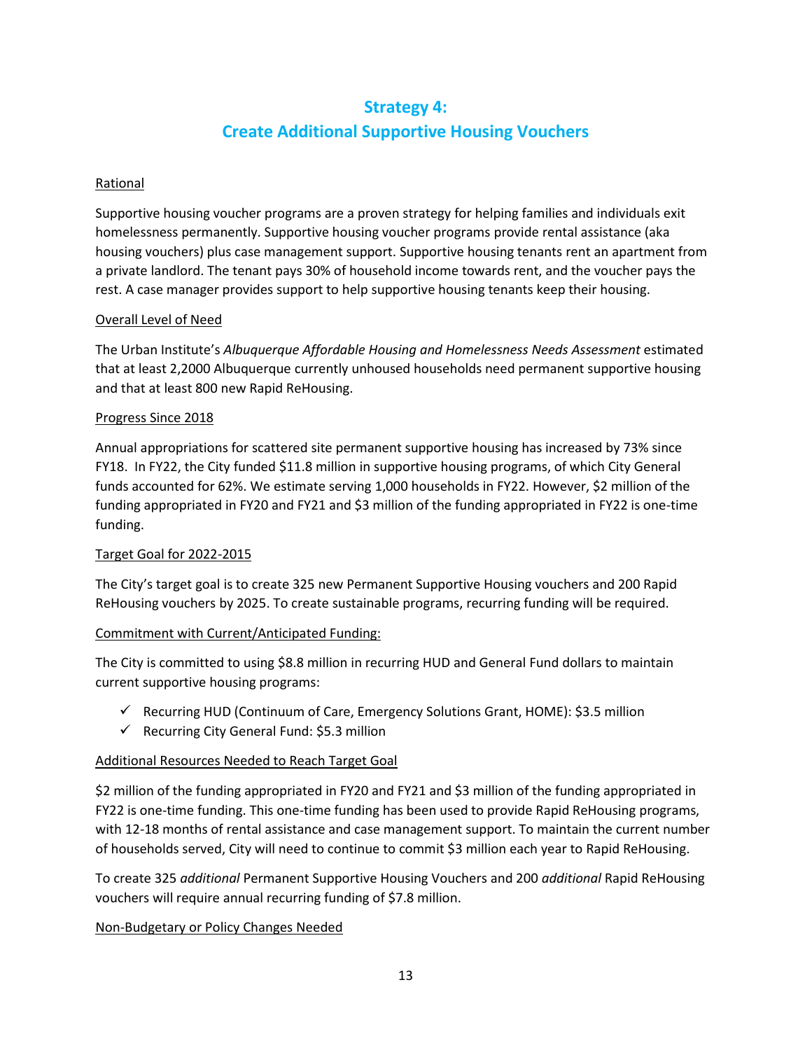## Strategy 4:
## Create Additional Supportive Housing Vouchers

Rational

Supportive housing voucher programs are a proven strategy for helping families and individuals exit homelessness permanently. Supportive housing voucher programs provide rental assistance (aka housing vouchers) plus case management support. Supportive housing tenants rent an apartment from a private landlord. The tenant pays 30% of household income towards rent, and the voucher pays the rest. A case manager provides support to help supportive housing tenants keep their housing.

Overall Level of Need

The Urban Institute's *Albuquerque Affordable Housing and Homelessness Needs Assessment* estimated that at least 2,2000 Albuquerque currently unhoused households need permanent supportive housing and that at least 800 new Rapid ReHousing.

Progress Since 2018

Annual appropriations for scattered site permanent supportive housing has increased by 73% since FY18. In FY22, the City funded $11.8 million in supportive housing programs, of which City General funds accounted for 62%. We estimate serving 1,000 households in FY22. However, $2 million of the funding appropriated in FY20 and FY21 and $3 million of the funding appropriated in FY22 is one-time funding.

Target Goal for 2022-2015

The City's target goal is to create 325 new Permanent Supportive Housing vouchers and 200 Rapid ReHousing vouchers by 2025. To create sustainable programs, recurring funding will be required.

Commitment with Current/Anticipated Funding:

The City is committed to using $8.8 million in recurring HUD and General Fund dollars to maintain current supportive housing programs:

- ✓ Recurring HUD (Continuum of Care, Emergency Solutions Grant, HOME): $3.5 million
- ✓ Recurring City General Fund: $5.3 million

Additional Resources Needed to Reach Target Goal

$2 million of the funding appropriated in FY20 and FY21 and $3 million of the funding appropriated in FY22 is one-time funding. This one-time funding has been used to provide Rapid ReHousing programs, with 12-18 months of rental assistance and case management support. To maintain the current number of households served, City will need to continue to commit $3 million each year to Rapid ReHousing.

To create 325 *additional* Permanent Supportive Housing Vouchers and 200 *additional* Rapid ReHousing vouchers will require annual recurring funding of $7.8 million.

Non-Budgetary or Policy Changes Needed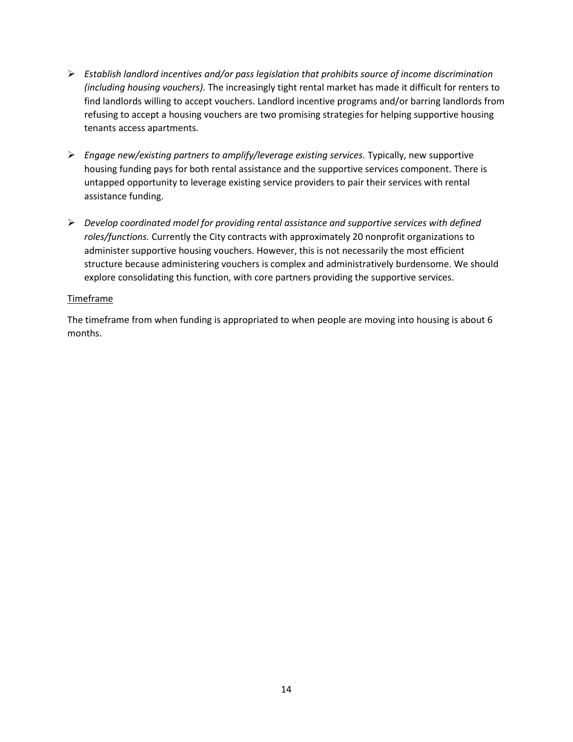- *Establish landlord incentives and/or pass legislation that prohibits source of income discrimination (including housing vouchers).* The increasingly tight rental market has made it difficult for renters to find landlords willing to accept vouchers. Landlord incentive programs and/or barring landlords from refusing to accept a housing vouchers are two promising strategies for helping supportive housing tenants access apartments.

- *Engage new/existing partners to amplify/leverage existing services.* Typically, new supportive housing funding pays for both rental assistance and the supportive services component. There is untapped opportunity to leverage existing service providers to pair their services with rental assistance funding.

- *Develop coordinated model for providing rental assistance and supportive services with defined roles/functions.* Currently the City contracts with approximately 20 nonprofit organizations to administer supportive housing vouchers. However, this is not necessarily the most efficient structure because administering vouchers is complex and administratively burdensome. We should explore consolidating this function, with core partners providing the supportive services.

<u>Timeframe</u>

The timeframe from when funding is appropriated to when people are moving into housing is about 6 months.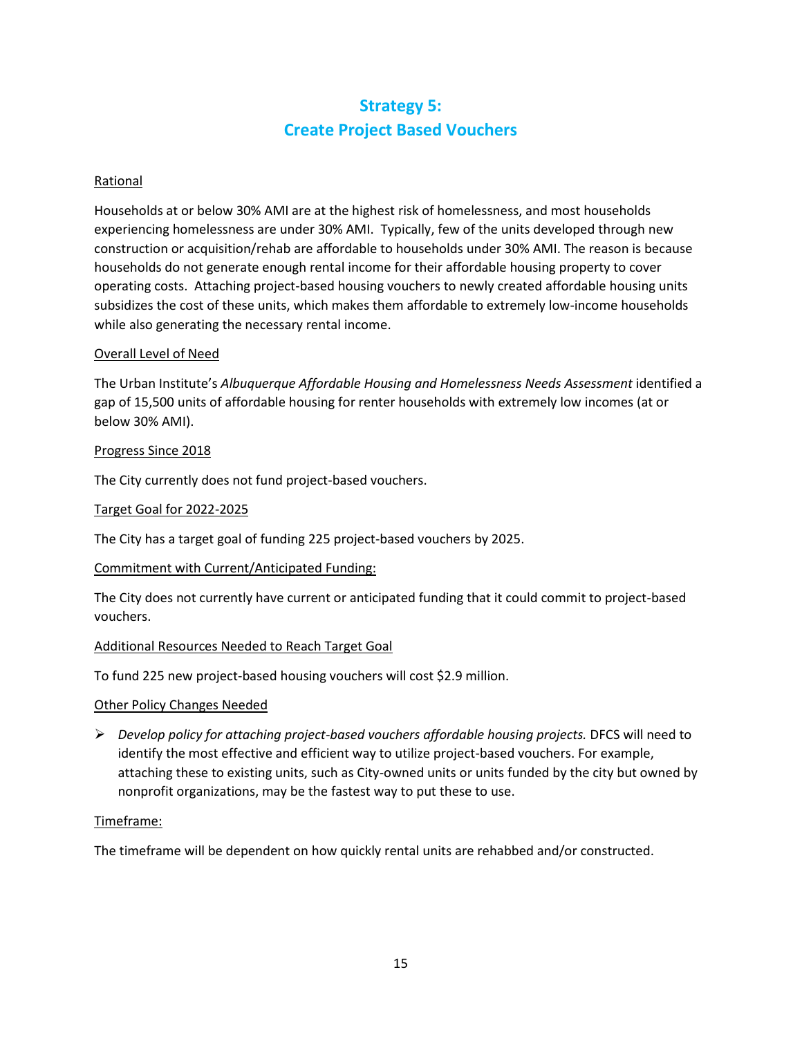# Strategy 5:
# Create Project Based Vouchers

<u>Rational</u>

Households at or below 30% AMI are at the highest risk of homelessness, and most households experiencing homelessness are under 30% AMI. Typically, few of the units developed through new construction or acquisition/rehab are affordable to households under 30% AMI. The reason is because households do not generate enough rental income for their affordable housing property to cover operating costs. Attaching project-based housing vouchers to newly created affordable housing units subsidizes the cost of these units, which makes them affordable to extremely low-income households while also generating the necessary rental income.

<u>Overall Level of Need</u>

The Urban Institute's *Albuquerque Affordable Housing and Homelessness Needs Assessment* identified a gap of 15,500 units of affordable housing for renter households with extremely low incomes (at or below 30% AMI).

<u>Progress Since 2018</u>

The City currently does not fund project-based vouchers.

<u>Target Goal for 2022-2025</u>

The City has a target goal of funding 225 project-based vouchers by 2025.

<u>Commitment with Current/Anticipated Funding:</u>

The City does not currently have current or anticipated funding that it could commit to project-based vouchers.

<u>Additional Resources Needed to Reach Target Goal</u>

To fund 225 new project-based housing vouchers will cost $2.9 million.

<u>Other Policy Changes Needed</u>

- *Develop policy for attaching project-based vouchers affordable housing projects.* DFCS will need to identify the most effective and efficient way to utilize project-based vouchers. For example, attaching these to existing units, such as City-owned units or units funded by the city but owned by nonprofit organizations, may be the fastest way to put these to use.

<u>Timeframe:</u>

The timeframe will be dependent on how quickly rental units are rehabbed and/or constructed.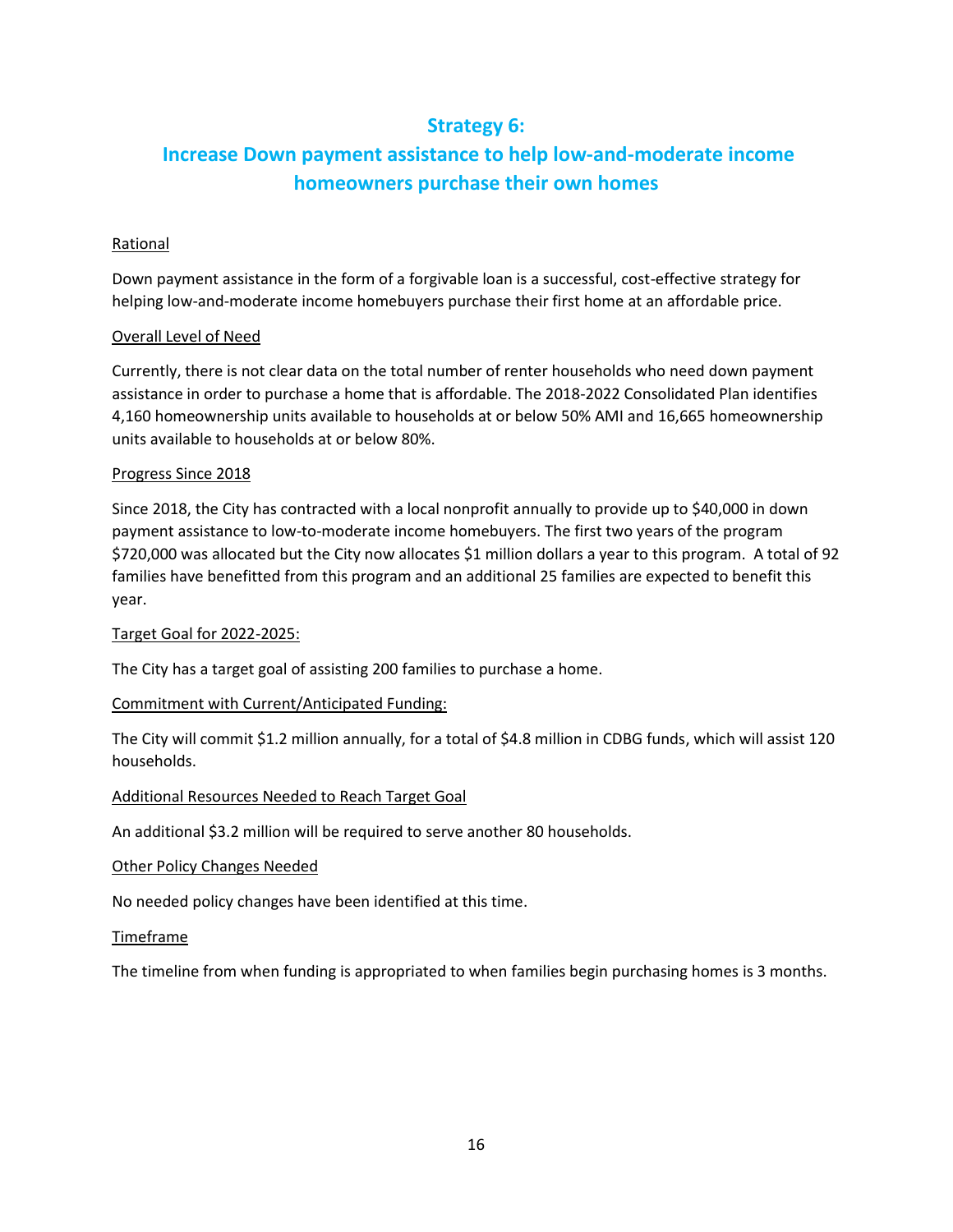## Strategy 6:

## Increase Down payment assistance to help low-and-moderate income homeowners purchase their own homes

Rational

Down payment assistance in the form of a forgivable loan is a successful, cost-effective strategy for helping low-and-moderate income homebuyers purchase their first home at an affordable price.

Overall Level of Need

Currently, there is not clear data on the total number of renter households who need down payment assistance in order to purchase a home that is affordable. The 2018-2022 Consolidated Plan identifies 4,160 homeownership units available to households at or below 50% AMI and 16,665 homeownership units available to households at or below 80%.

Progress Since 2018

Since 2018, the City has contracted with a local nonprofit annually to provide up to $40,000 in down payment assistance to low-to-moderate income homebuyers. The first two years of the program $720,000 was allocated but the City now allocates $1 million dollars a year to this program. A total of 92 families have benefitted from this program and an additional 25 families are expected to benefit this year.

Target Goal for 2022-2025:

The City has a target goal of assisting 200 families to purchase a home.

Commitment with Current/Anticipated Funding:

The City will commit $1.2 million annually, for a total of $4.8 million in CDBG funds, which will assist 120 households.

Additional Resources Needed to Reach Target Goal

An additional $3.2 million will be required to serve another 80 households.

Other Policy Changes Needed

No needed policy changes have been identified at this time.

Timeframe

The timeline from when funding is appropriated to when families begin purchasing homes is 3 months.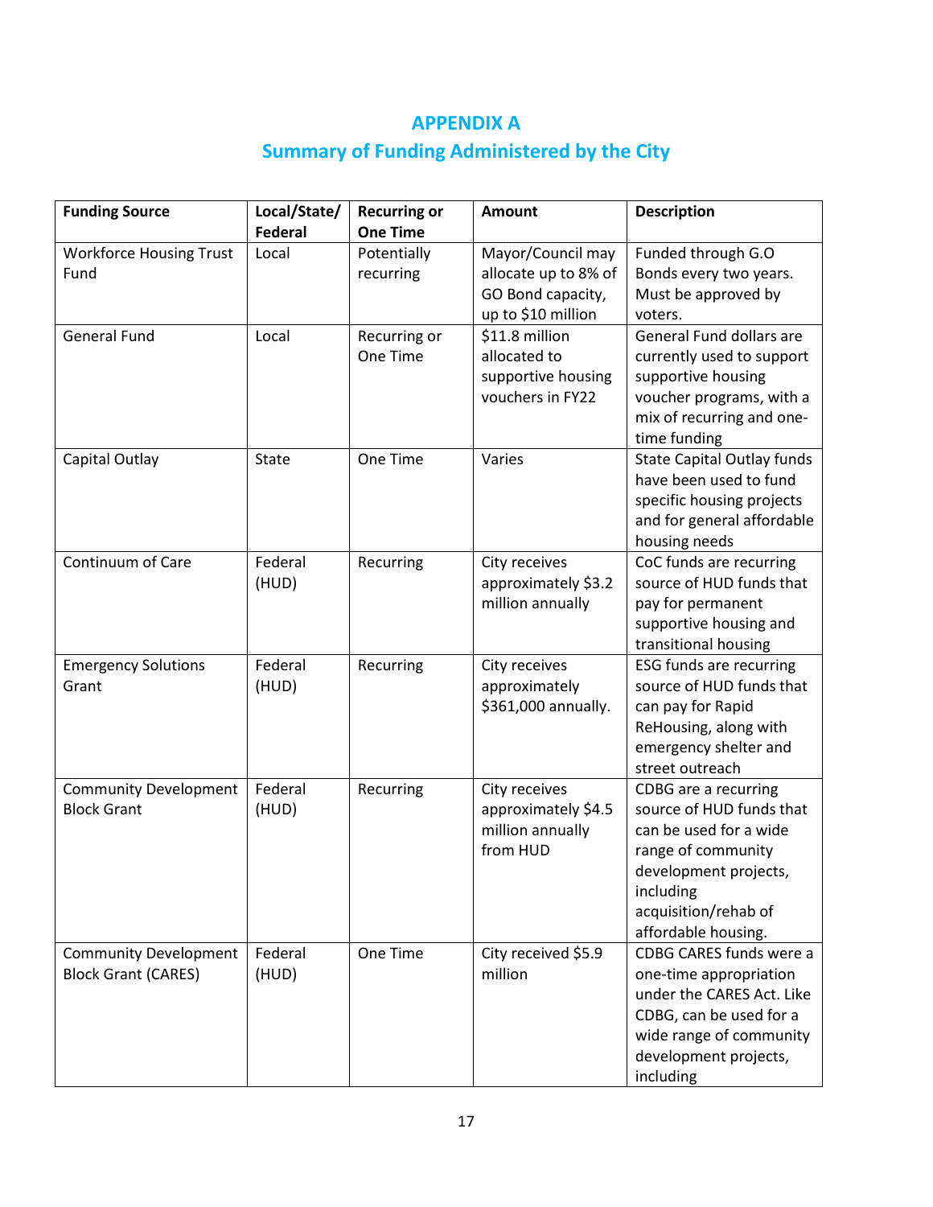# APPENDIX A
## Summary of Funding Administered by the City

| Funding Source | Local/State/ Federal | Recurring or One Time | Amount | Description |
|---|---|---|---|---|
| Workforce Housing Trust Fund | Local | Potentially recurring | Mayor/Council may allocate up to 8% of GO Bond capacity, up to $10 million | Funded through G.O Bonds every two years. Must be approved by voters. |
| General Fund | Local | Recurring or One Time | $11.8 million allocated to supportive housing vouchers in FY22 | General Fund dollars are currently used to support supportive housing voucher programs, with a mix of recurring and one-time funding |
| Capital Outlay | State | One Time | Varies | State Capital Outlay funds have been used to fund specific housing projects and for general affordable housing needs |
| Continuum of Care | Federal (HUD) | Recurring | City receives approximately $3.2 million annually | CoC funds are recurring source of HUD funds that pay for permanent supportive housing and transitional housing |
| Emergency Solutions Grant | Federal (HUD) | Recurring | City receives approximately $361,000 annually. | ESG funds are recurring source of HUD funds that can pay for Rapid ReHousing, along with emergency shelter and street outreach |
| Community Development Block Grant | Federal (HUD) | Recurring | City receives approximately $4.5 million annually from HUD | CDBG are a recurring source of HUD funds that can be used for a wide range of community development projects, including acquisition/rehab of affordable housing. |
| Community Development Block Grant (CARES) | Federal (HUD) | One Time | City received $5.9 million | CDBG CARES funds were a one-time appropriation under the CARES Act. Like CDBG, can be used for a wide range of community development projects, including |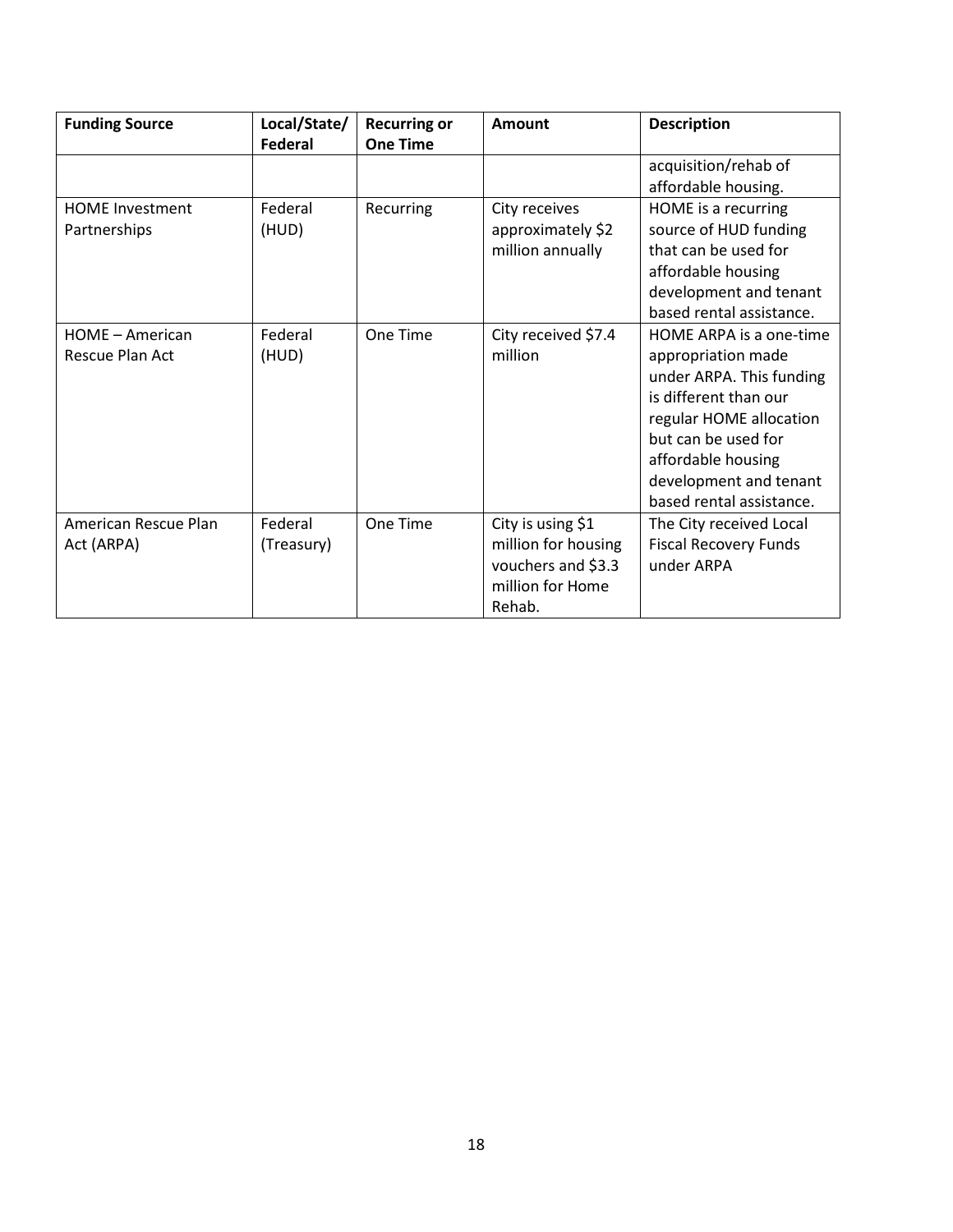| Funding Source | Local/State/ Federal | Recurring or One Time | Amount | Description |
|---|---|---|---|---|
| | | | | acquisition/rehab of affordable housing. |
| HOME Investment Partnerships | Federal (HUD) | Recurring | City receives approximately $2 million annually | HOME is a recurring source of HUD funding that can be used for affordable housing development and tenant based rental assistance. |
| HOME – American Rescue Plan Act | Federal (HUD) | One Time | City received $7.4 million | HOME ARPA is a one-time appropriation made under ARPA. This funding is different than our regular HOME allocation but can be used for affordable housing development and tenant based rental assistance. |
| American Rescue Plan Act (ARPA) | Federal (Treasury) | One Time | City is using $1 million for housing vouchers and $3.3 million for Home Rehab. | The City received Local Fiscal Recovery Funds under ARPA |